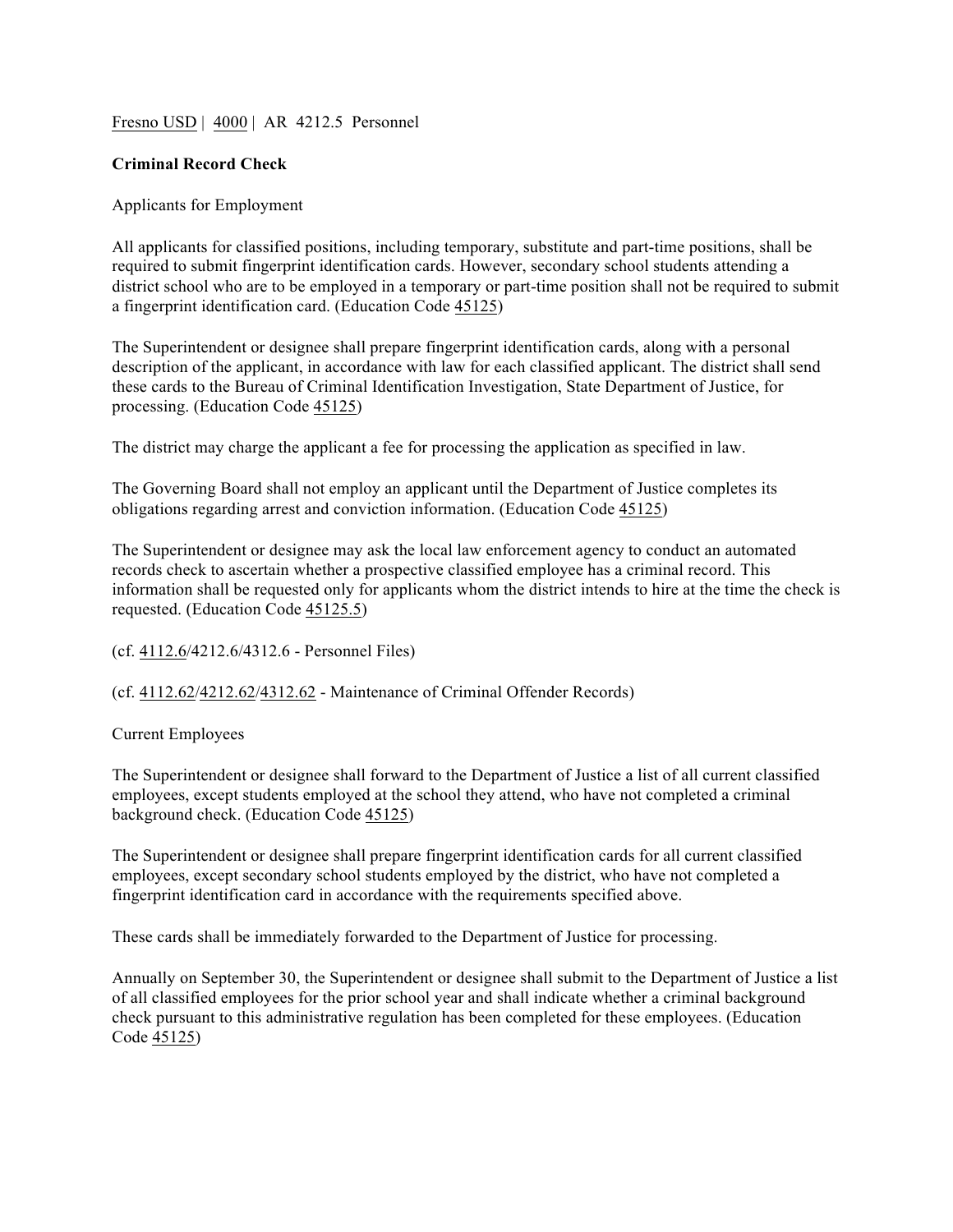Fresno USD | 4000 | AR 4212.5 Personnel

# Criminal Record Check

## Applicants for Employment

All applicants for classified positions, including temporary, substitute and part-time positions, shall be required to submit fingerprint identification cards. However, secondary school students attending a district school who are to be employed in a temporary or part-time position shall not be required to submit a fingerprint identification card. (Education Code 45125)

The Superintendent or designee shall prepare fingerprint identification cards, along with a personal description of the applicant, in accordance with law for each classified applicant. The district shall send these cards to the Bureau of Criminal Identification Investigation, State Department of Justice, for processing. (Education Code 45125)

The district may charge the applicant a fee for processing the application as specified in law.

The Governing Board shall not employ an applicant until the Department of Justice completes its obligations regarding arrest and conviction information. (Education Code 45125)

The Superintendent or designee may ask the local law enforcement agency to conduct an automated records check to ascertain whether a prospective classified employee has a criminal record. This information shall be requested only for applicants whom the district intends to hire at the time the check is requested. (Education Code 45125.5)

(cf. 4112.6/4212.6/4312.6 - Personnel Files)

(cf. 4112.62/4212.62/4312.62 - Maintenance of Criminal Offender Records)

## Current Employees

The Superintendent or designee shall forward to the Department of Justice a list of all current classified employees, except students employed at the school they attend, who have not completed a criminal background check. (Education Code 45125)

The Superintendent or designee shall prepare fingerprint identification cards for all current classified employees, except secondary school students employed by the district, who have not completed a fingerprint identification card in accordance with the requirements specified above.

These cards shall be immediately forwarded to the Department of Justice for processing.

Annually on September 30, the Superintendent or designee shall submit to the Department of Justice a list of all classified employees for the prior school year and shall indicate whether a criminal background check pursuant to this administrative regulation has been completed for these employees. (Education Code 45125)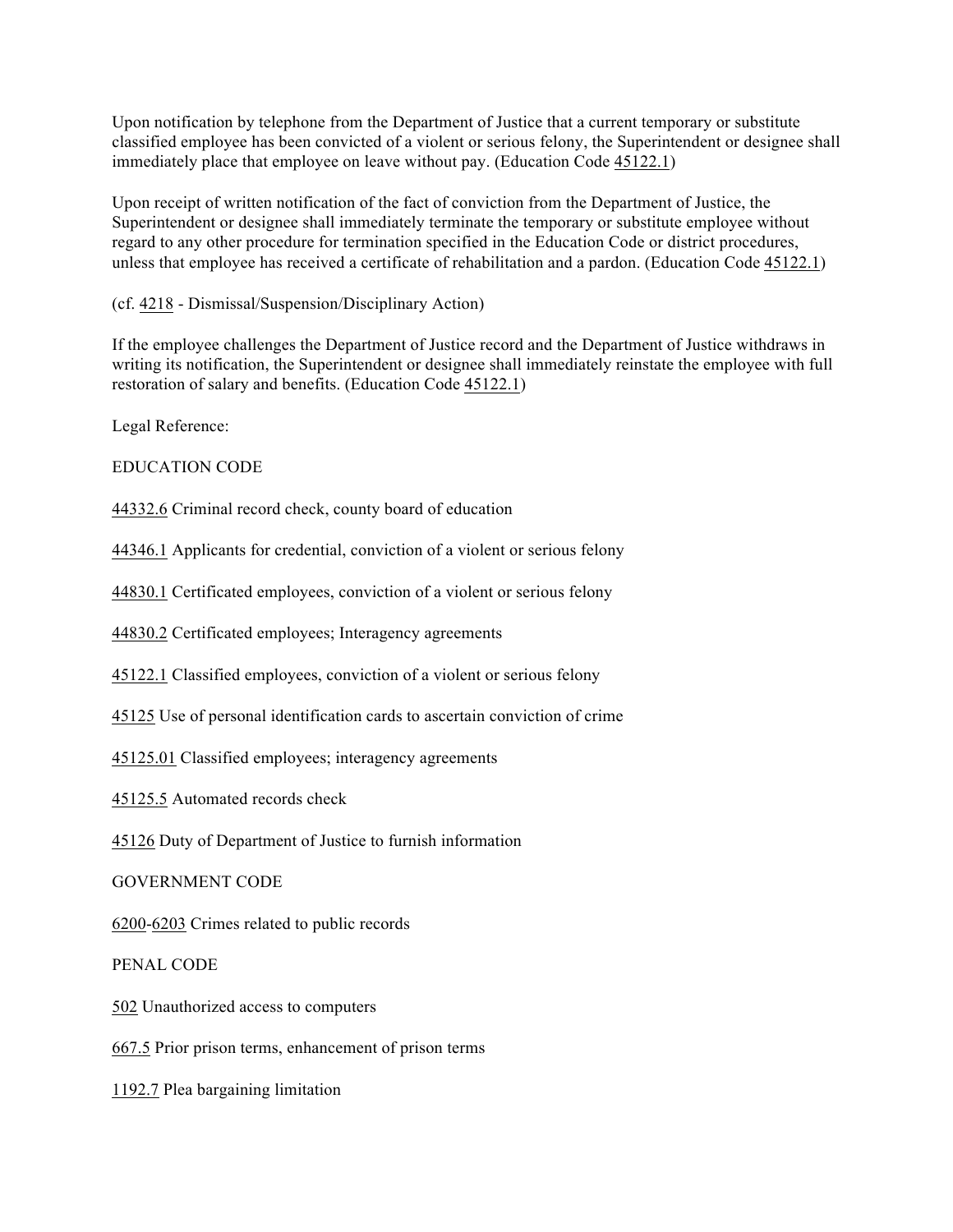Upon notification by telephone from the Department of Justice that a current temporary or substitute classified employee has been convicted of a violent or serious felony, the Superintendent or designee shall immediately place that employee on leave without pay. (Education Code 45122.1)

Upon receipt of written notification of the fact of conviction from the Department of Justice, the Superintendent or designee shall immediately terminate the temporary or substitute employee without regard to any other procedure for termination specified in the Education Code or district procedures, unless that employee has received a certificate of rehabilitation and a pardon. (Education Code 45122.1)

(cf. 4218 - Dismissal/Suspension/Disciplinary Action)

If the employee challenges the Department of Justice record and the Department of Justice withdraws in writing its notification, the Superintendent or designee shall immediately reinstate the employee with full restoration of salary and benefits. (Education Code 45122.1)

Legal Reference:

EDUCATION CODE

44332.6 Criminal record check, county board of education

44346.1 Applicants for credential, conviction of a violent or serious felony

44830.1 Certificated employees, conviction of a violent or serious felony

44830.2 Certificated employees; Interagency agreements

45122.1 Classified employees, conviction of a violent or serious felony

45125 Use of personal identification cards to ascertain conviction of crime

45125.01 Classified employees; interagency agreements

45125.5 Automated records check

45126 Duty of Department of Justice to furnish information

GOVERNMENT CODE

6200-6203 Crimes related to public records

PENAL CODE

502 Unauthorized access to computers

667.5 Prior prison terms, enhancement of prison terms

1192.7 Plea bargaining limitation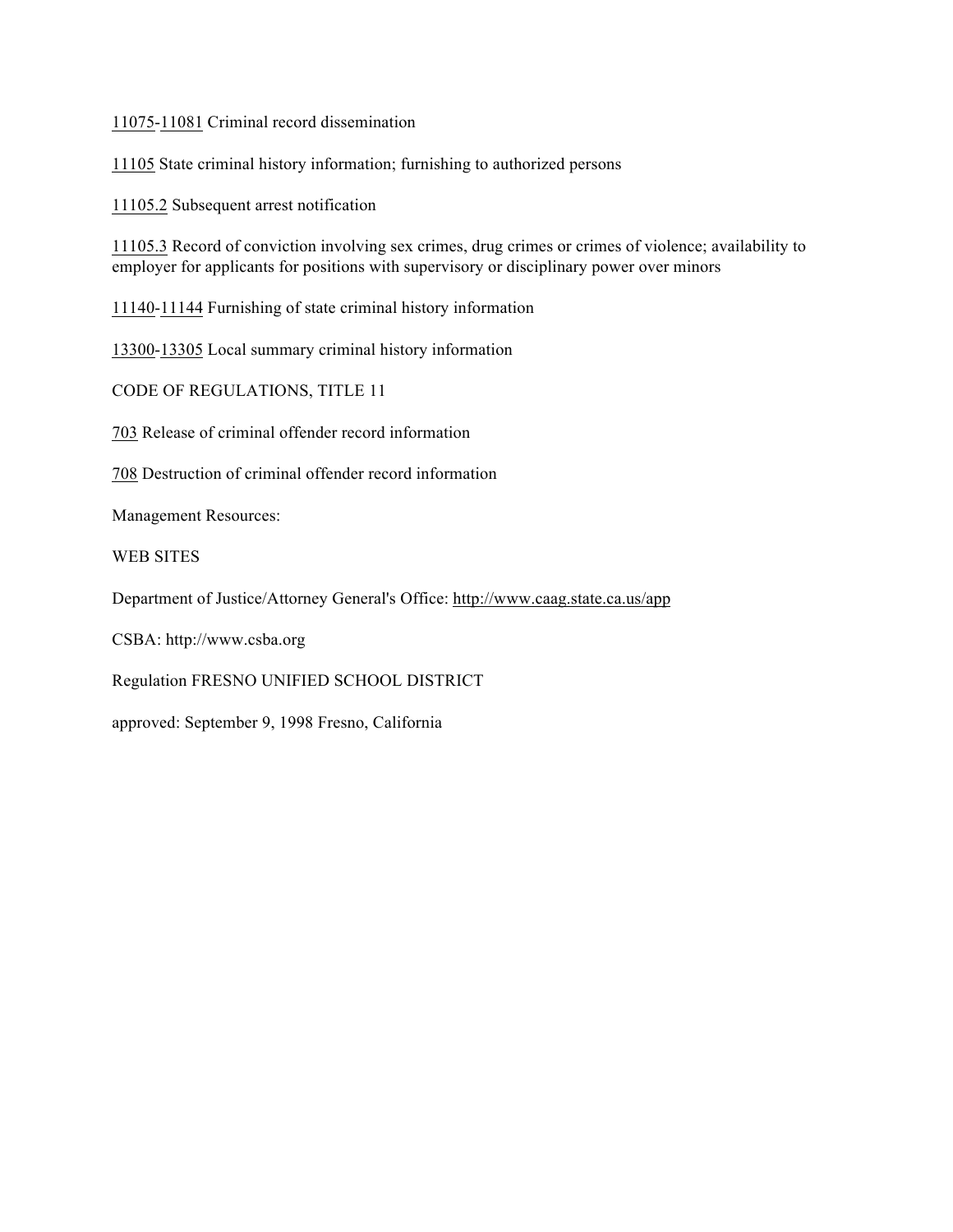11075-11081 Criminal record dissemination

11105 State criminal history information; furnishing to authorized persons

11105.2 Subsequent arrest notification

11105.3 Record of conviction involving sex crimes, drug crimes or crimes of violence; availability to employer for applicants for positions with supervisory or disciplinary power over minors

11140-11144 Furnishing of state criminal history information

13300-13305 Local summary criminal history information

CODE OF REGULATIONS, TITLE 11

703 Release of criminal offender record information

708 Destruction of criminal offender record information

Management Resources:

WEB SITES

Department of Justice/Attorney General's Office: http://www.caag.state.ca.us/app

CSBA: http://www.csba.org

Regulation FRESNO UNIFIED SCHOOL DISTRICT

approved: September 9, 1998 Fresno, California